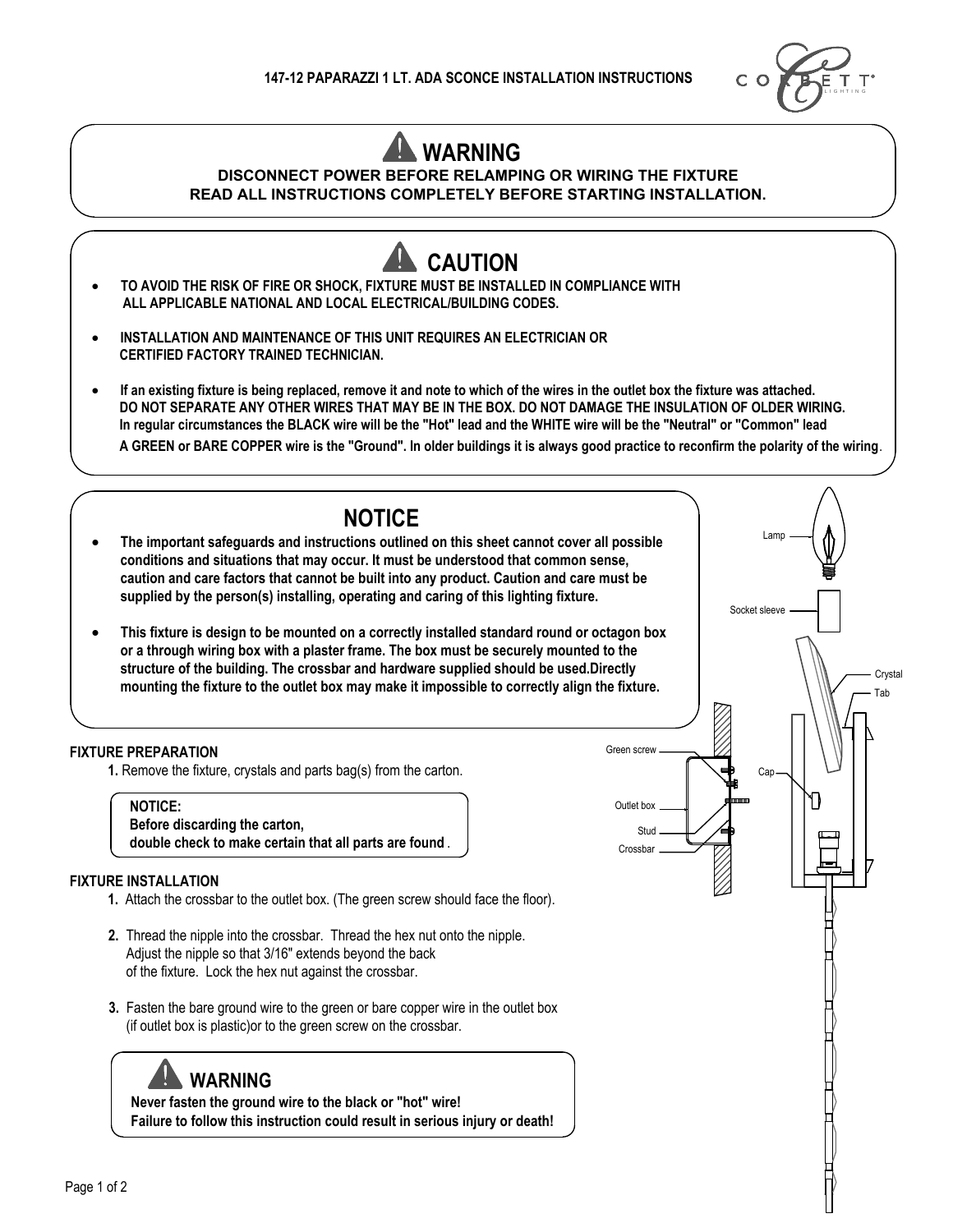# 147-12 PAPARAZZI 1 LT. ADA SCONCE INSTALLATION INSTRUCTIONS

## WARNING

**DISCONNECT POWER BEFORE RELAMPING OR WIRING THE FIXTURE**
**READ ALL INSTRUCTIONS COMPLETELY BEFORE STARTING INSTALLATION.**

## CAUTION

- **TO AVOID THE RISK OF FIRE OR SHOCK, FIXTURE MUST BE INSTALLED IN COMPLIANCE WITH ALL APPLICABLE NATIONAL AND LOCAL ELECTRICAL/BUILDING CODES.**
- **INSTALLATION AND MAINTENANCE OF THIS UNIT REQUIRES AN ELECTRICIAN OR CERTIFIED FACTORY TRAINED TECHNICIAN.**
- **If an existing fixture is being replaced, remove it and note to which of the wires in the outlet box the fixture was attached. DO NOT SEPARATE ANY OTHER WIRES THAT MAY BE IN THE BOX. DO NOT DAMAGE THE INSULATION OF OLDER WIRING. In regular circumstances the BLACK wire will be the "Hot" lead and the WHITE wire will be the "Neutral" or "Common" lead A GREEN or BARE COPPER wire is the "Ground". In older buildings it is always good practice to reconfirm the polarity of the wiring**.

## NOTICE

- **The important safeguards and instructions outlined on this sheet cannot cover all possible conditions and situations that may occur. It must be understood that common sense, caution and care factors that cannot be built into any product. Caution and care must be supplied by the person(s) installing, operating and caring of this lighting fixture.**
- **This fixture is design to be mounted on a correctly installed standard round or octagon box or a through wiring box with a plaster frame. The box must be securely mounted to the structure of the building. The crossbar and hardware supplied should be used.Directly mounting the fixture to the outlet box may make it impossible to correctly align the fixture.**

Lamp
Socket sleeve
Crystal
Tab
Green screw
Cap
Outlet box
Stud
Crossbar

### FIXTURE PREPARATION

**1.** Remove the fixture, crystals and parts bag(s) from the carton.

> **NOTICE:**
> **Before discarding the carton,**
> **double check to make certain that all parts are found** .

### FIXTURE INSTALLATION

**1.** Attach the crossbar to the outlet box. (The green screw should face the floor).

**2.** Thread the nipple into the crossbar. Thread the hex nut onto the nipple. Adjust the nipple so that 3/16" extends beyond the back of the fixture. Lock the hex nut against the crossbar.

**3.** Fasten the bare ground wire to the green or bare copper wire in the outlet box (if outlet box is plastic)or to the green screw on the crossbar.

> ## WARNING
> **Never fasten the ground wire to the black or "hot" wire!**
> **Failure to follow this instruction could result in serious injury or death!**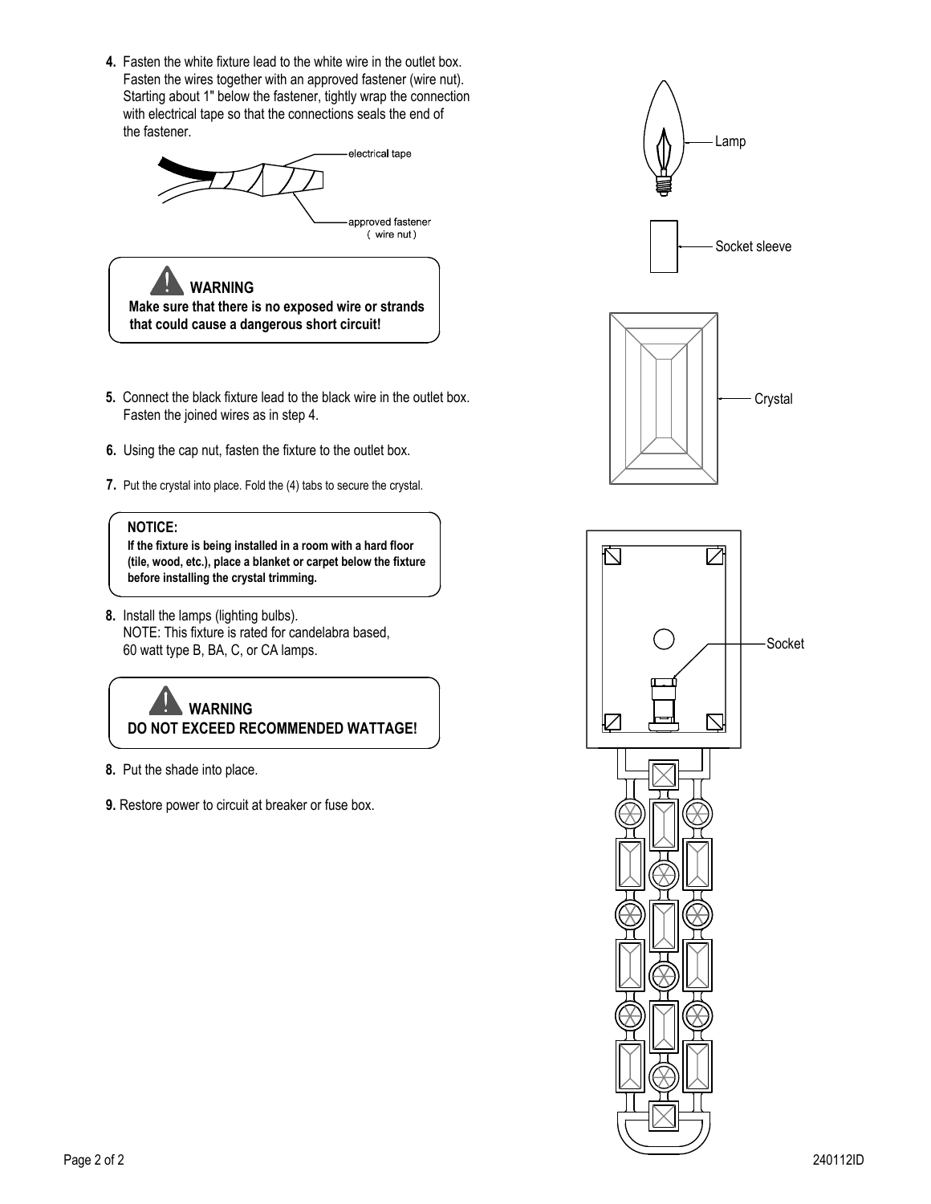4. Fasten the white fixture lead to the white wire in the outlet box. Fasten the wires together with an approved fastener (wire nut). Starting about 1" below the fastener, tightly wrap the connection with electrical tape so that the connections seals the end of the fastener.

electrical tape

approved fastener (wire nut)

**WARNING**
**Make sure that there is no exposed wire or strands that could cause a dangerous short circuit!**

5. Connect the black fixture lead to the black wire in the outlet box. Fasten the joined wires as in step 4.

6. Using the cap nut, fasten the fixture to the outlet box.

7. Put the crystal into place. Fold the (4) tabs to secure the crystal.

**NOTICE:**
**If the fixture is being installed in a room with a hard floor (tile, wood, etc.), place a blanket or carpet below the fixture before installing the crystal trimming.**

8. Install the lamps (lighting bulbs).
   NOTE: This fixture is rated for candelabra based, 60 watt type B, BA, C, or CA lamps.

**WARNING**
**DO NOT EXCEED RECOMMENDED WATTAGE!**

8. Put the shade into place.

9. Restore power to circuit at breaker or fuse box.

Lamp

Socket sleeve

Crystal

Socket

240112ID